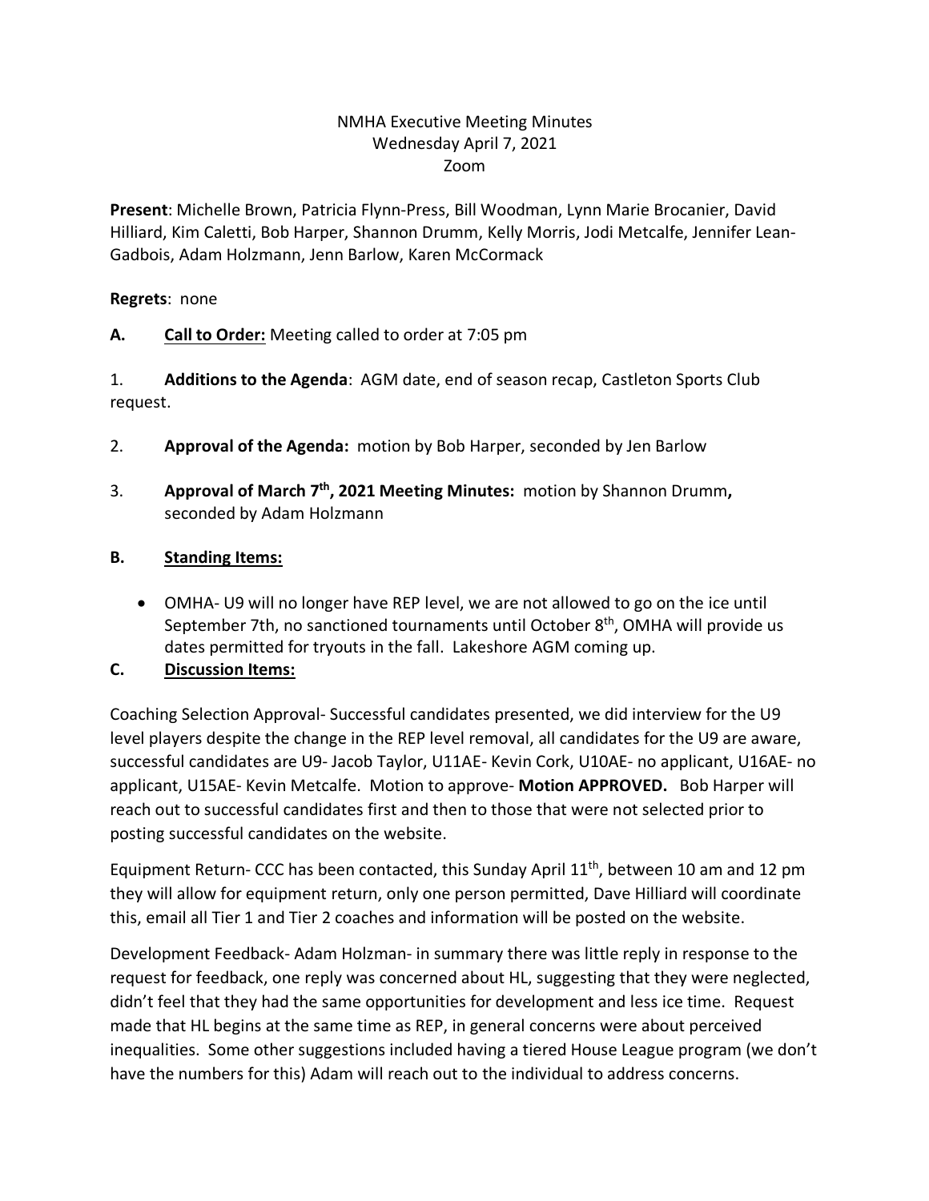NMHA Executive Meeting Minutes
Wednesday April 7, 2021
Zoom

**Present**: Michelle Brown, Patricia Flynn-Press, Bill Woodman, Lynn Marie Brocanier, David Hilliard, Kim Caletti, Bob Harper, Shannon Drumm, Kelly Morris, Jodi Metcalfe, Jennifer Lean-Gadbois, Adam Holzmann, Jenn Barlow, Karen McCormack

**Regrets**: none

**A. Call to Order:** Meeting called to order at 7:05 pm

1. **Additions to the Agenda**: AGM date, end of season recap, Castleton Sports Club request.

2. **Approval of the Agenda:** motion by Bob Harper, seconded by Jen Barlow

3. **Approval of March 7th, 2021 Meeting Minutes:** motion by Shannon Drumm**,** seconded by Adam Holzmann

**B. Standing Items:**

- OMHA- U9 will no longer have REP level, we are not allowed to go on the ice until September 7th, no sanctioned tournaments until October 8th, OMHA will provide us dates permitted for tryouts in the fall. Lakeshore AGM coming up.

**C. Discussion Items:**

Coaching Selection Approval- Successful candidates presented, we did interview for the U9 level players despite the change in the REP level removal, all candidates for the U9 are aware, successful candidates are U9- Jacob Taylor, U11AE- Kevin Cork, U10AE- no applicant, U16AE- no applicant, U15AE- Kevin Metcalfe. Motion to approve- **Motion APPROVED.** Bob Harper will reach out to successful candidates first and then to those that were not selected prior to posting successful candidates on the website.

Equipment Return- CCC has been contacted, this Sunday April 11th, between 10 am and 12 pm they will allow for equipment return, only one person permitted, Dave Hilliard will coordinate this, email all Tier 1 and Tier 2 coaches and information will be posted on the website.

Development Feedback- Adam Holzman- in summary there was little reply in response to the request for feedback, one reply was concerned about HL, suggesting that they were neglected, didn't feel that they had the same opportunities for development and less ice time. Request made that HL begins at the same time as REP, in general concerns were about perceived inequalities. Some other suggestions included having a tiered House League program (we don't have the numbers for this) Adam will reach out to the individual to address concerns.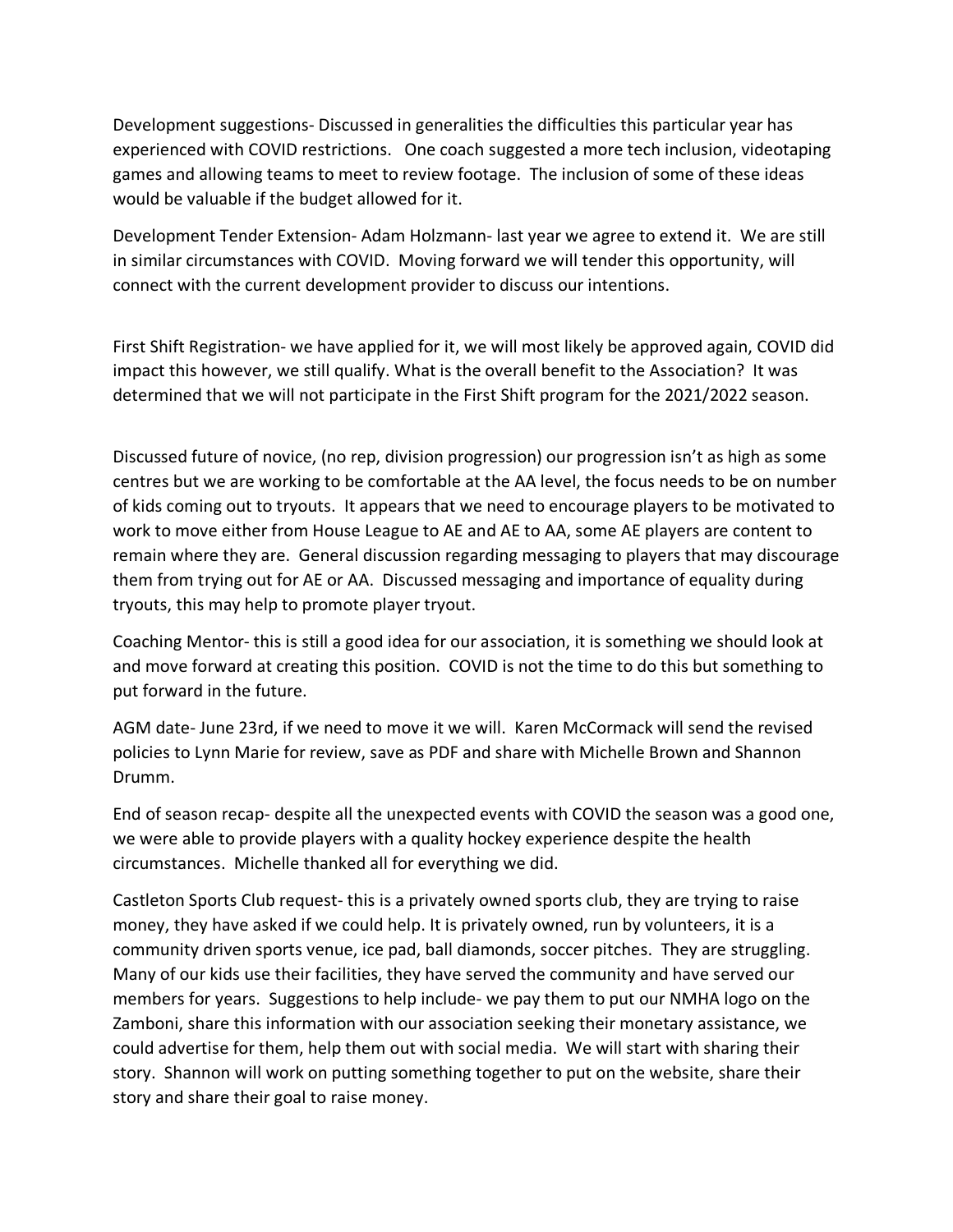Development suggestions- Discussed in generalities the difficulties this particular year has experienced with COVID restrictions. One coach suggested a more tech inclusion, videotaping games and allowing teams to meet to review footage. The inclusion of some of these ideas would be valuable if the budget allowed for it.

Development Tender Extension- Adam Holzmann- last year we agree to extend it. We are still in similar circumstances with COVID. Moving forward we will tender this opportunity, will connect with the current development provider to discuss our intentions.

First Shift Registration- we have applied for it, we will most likely be approved again, COVID did impact this however, we still qualify. What is the overall benefit to the Association? It was determined that we will not participate in the First Shift program for the 2021/2022 season.

Discussed future of novice, (no rep, division progression) our progression isn't as high as some centres but we are working to be comfortable at the AA level, the focus needs to be on number of kids coming out to tryouts. It appears that we need to encourage players to be motivated to work to move either from House League to AE and AE to AA, some AE players are content to remain where they are. General discussion regarding messaging to players that may discourage them from trying out for AE or AA. Discussed messaging and importance of equality during tryouts, this may help to promote player tryout.

Coaching Mentor- this is still a good idea for our association, it is something we should look at and move forward at creating this position. COVID is not the time to do this but something to put forward in the future.

AGM date- June 23rd, if we need to move it we will. Karen McCormack will send the revised policies to Lynn Marie for review, save as PDF and share with Michelle Brown and Shannon Drumm.

End of season recap- despite all the unexpected events with COVID the season was a good one, we were able to provide players with a quality hockey experience despite the health circumstances. Michelle thanked all for everything we did.

Castleton Sports Club request- this is a privately owned sports club, they are trying to raise money, they have asked if we could help. It is privately owned, run by volunteers, it is a community driven sports venue, ice pad, ball diamonds, soccer pitches. They are struggling. Many of our kids use their facilities, they have served the community and have served our members for years. Suggestions to help include- we pay them to put our NMHA logo on the Zamboni, share this information with our association seeking their monetary assistance, we could advertise for them, help them out with social media. We will start with sharing their story. Shannon will work on putting something together to put on the website, share their story and share their goal to raise money.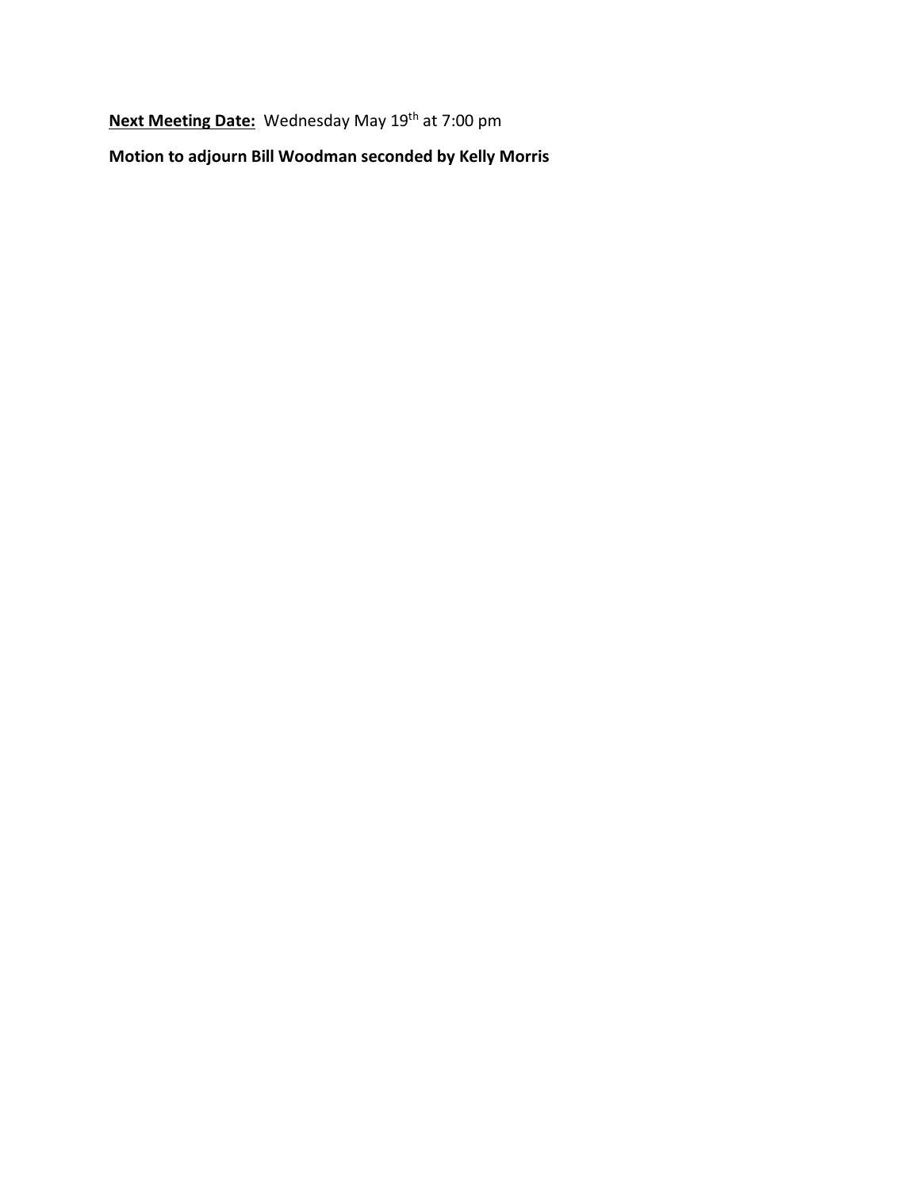**<u>Next Meeting Date:</u>** Wednesday May 19th at 7:00 pm

**Motion to adjourn Bill Woodman seconded by Kelly Morris**